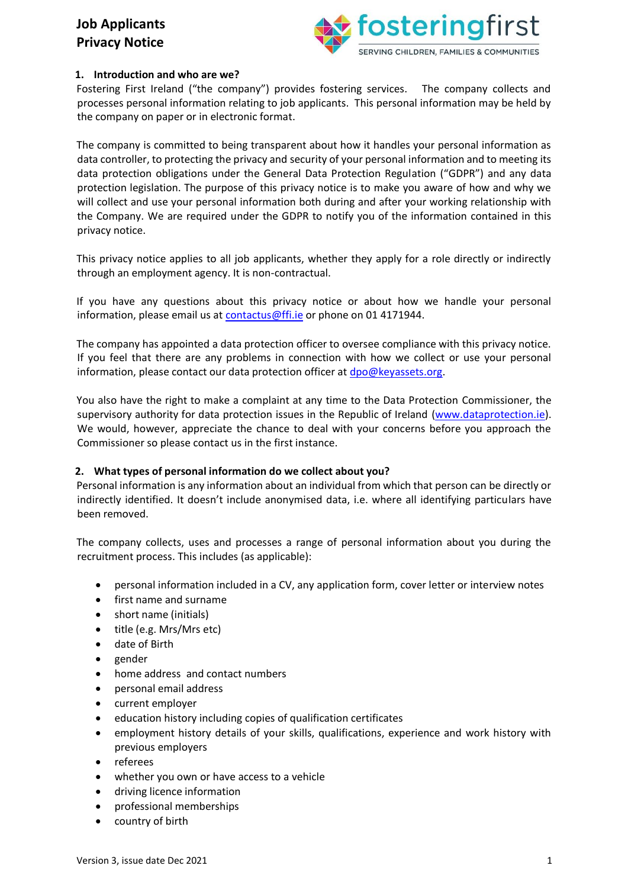# Job Applicants Privacy Notice

## 1. Introduction and who are we?

Fostering First Ireland ("the company") provides fostering services. The company collects and processes personal information relating to job applicants. This personal information may be held by the company on paper or in electronic format.

The company is committed to being transparent about how it handles your personal information as data controller, to protecting the privacy and security of your personal information and to meeting its data protection obligations under the General Data Protection Regulation ("GDPR") and any data protection legislation. The purpose of this privacy notice is to make you aware of how and why we will collect and use your personal information both during and after your working relationship with the Company. We are required under the GDPR to notify you of the information contained in this privacy notice.

This privacy notice applies to all job applicants, whether they apply for a role directly or indirectly through an employment agency. It is non-contractual.

If you have any questions about this privacy notice or about how we handle your personal information, please email us at contactus@ffi.ie or phone on 01 4171944.

The company has appointed a data protection officer to oversee compliance with this privacy notice. If you feel that there are any problems in connection with how we collect or use your personal information, please contact our data protection officer at dpo@keyassets.org.

You also have the right to make a complaint at any time to the Data Protection Commissioner, the supervisory authority for data protection issues in the Republic of Ireland (www.dataprotection.ie). We would, however, appreciate the chance to deal with your concerns before you approach the Commissioner so please contact us in the first instance.

## 2. What types of personal information do we collect about you?

Personal information is any information about an individual from which that person can be directly or indirectly identified. It doesn't include anonymised data, i.e. where all identifying particulars have been removed.

The company collects, uses and processes a range of personal information about you during the recruitment process. This includes (as applicable):

- personal information included in a CV, any application form, cover letter or interview notes
- first name and surname
- short name (initials)
- title (e.g. Mrs/Mrs etc)
- date of Birth
- gender
- home address and contact numbers
- personal email address
- current employer
- education history including copies of qualification certificates
- employment history details of your skills, qualifications, experience and work history with previous employers
- referees
- whether you own or have access to a vehicle
- driving licence information
- professional memberships
- country of birth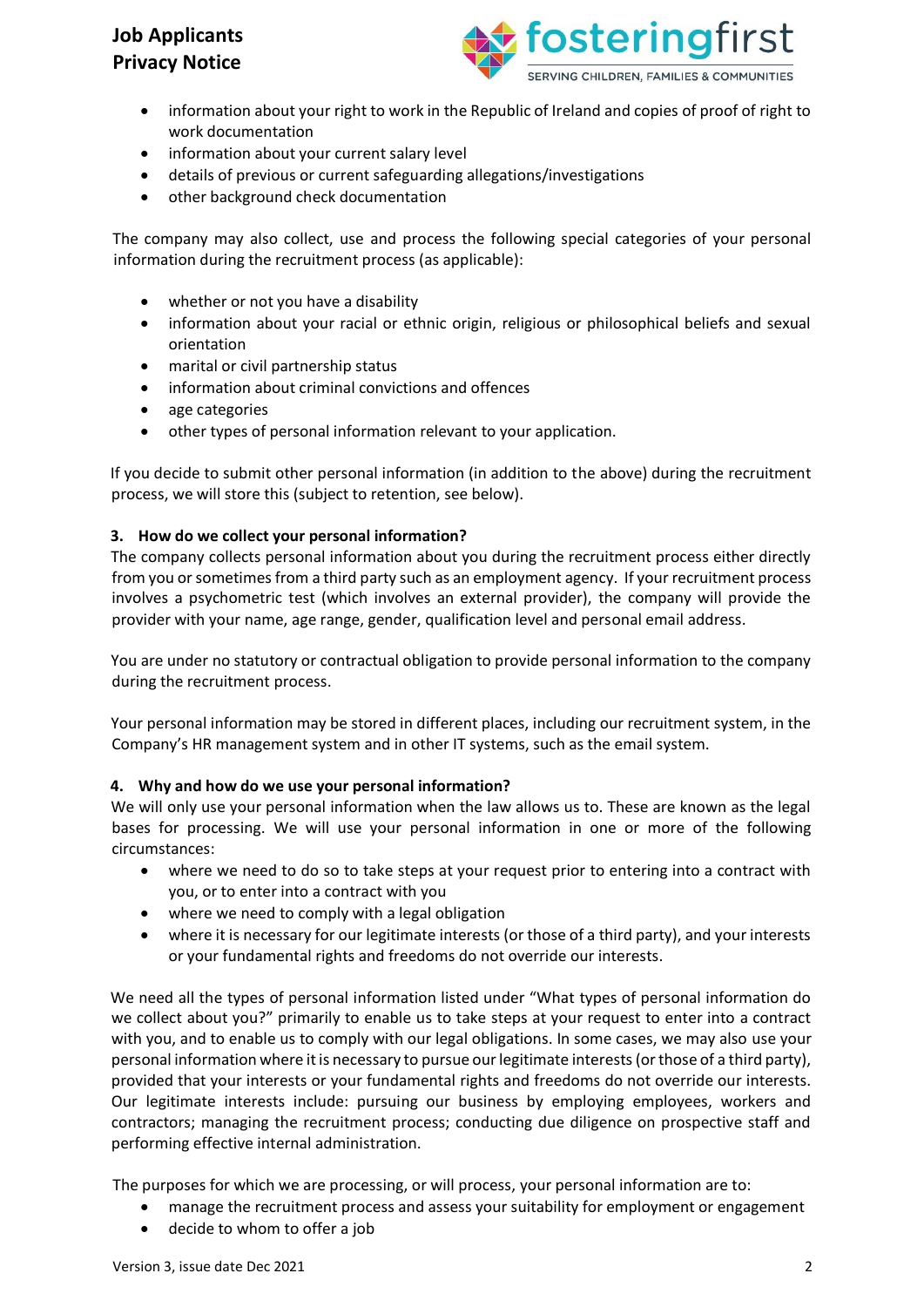- information about your right to work in the Republic of Ireland and copies of proof of right to work documentation
- information about your current salary level
- details of previous or current safeguarding allegations/investigations
- other background check documentation

The company may also collect, use and process the following special categories of your personal information during the recruitment process (as applicable):

- whether or not you have a disability
- information about your racial or ethnic origin, religious or philosophical beliefs and sexual orientation
- marital or civil partnership status
- information about criminal convictions and offences
- age categories
- other types of personal information relevant to your application.

If you decide to submit other personal information (in addition to the above) during the recruitment process, we will store this (subject to retention, see below).

### 3. How do we collect your personal information?

The company collects personal information about you during the recruitment process either directly from you or sometimes from a third party such as an employment agency. If your recruitment process involves a psychometric test (which involves an external provider), the company will provide the provider with your name, age range, gender, qualification level and personal email address.

You are under no statutory or contractual obligation to provide personal information to the company during the recruitment process.

Your personal information may be stored in different places, including our recruitment system, in the Company's HR management system and in other IT systems, such as the email system.

### 4. Why and how do we use your personal information?

We will only use your personal information when the law allows us to. These are known as the legal bases for processing. We will use your personal information in one or more of the following circumstances:

- where we need to do so to take steps at your request prior to entering into a contract with you, or to enter into a contract with you
- where we need to comply with a legal obligation
- where it is necessary for our legitimate interests (or those of a third party), and your interests or your fundamental rights and freedoms do not override our interests.

We need all the types of personal information listed under "What types of personal information do we collect about you?" primarily to enable us to take steps at your request to enter into a contract with you, and to enable us to comply with our legal obligations. In some cases, we may also use your personal information where it is necessary to pursue our legitimate interests (or those of a third party), provided that your interests or your fundamental rights and freedoms do not override our interests. Our legitimate interests include: pursuing our business by employing employees, workers and contractors; managing the recruitment process; conducting due diligence on prospective staff and performing effective internal administration.

The purposes for which we are processing, or will process, your personal information are to:

- manage the recruitment process and assess your suitability for employment or engagement
- decide to whom to offer a job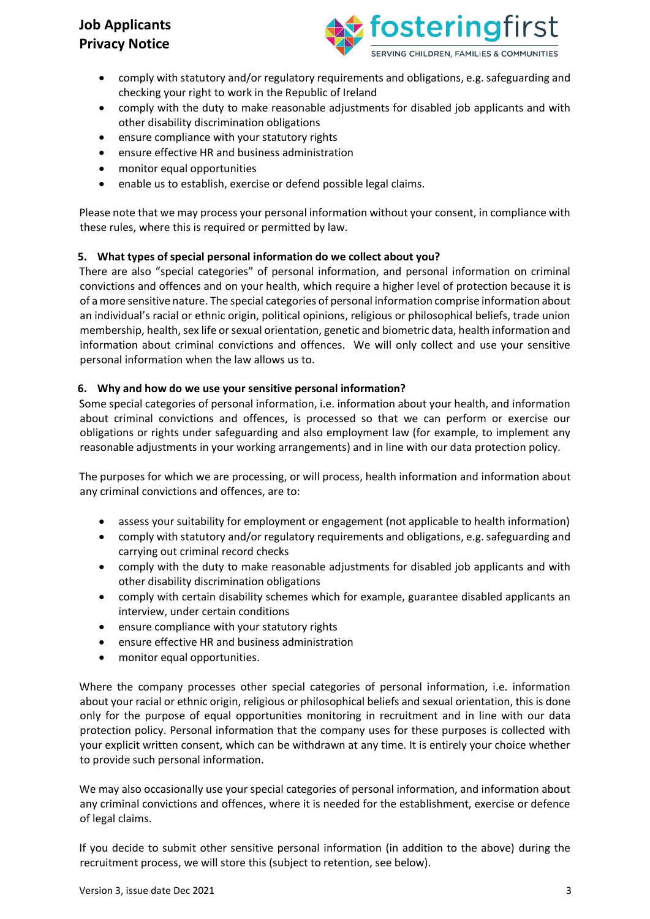- comply with statutory and/or regulatory requirements and obligations, e.g. safeguarding and checking your right to work in the Republic of Ireland
- comply with the duty to make reasonable adjustments for disabled job applicants and with other disability discrimination obligations
- ensure compliance with your statutory rights
- ensure effective HR and business administration
- monitor equal opportunities
- enable us to establish, exercise or defend possible legal claims.

Please note that we may process your personal information without your consent, in compliance with these rules, where this is required or permitted by law.

### 5. What types of special personal information do we collect about you?

There are also "special categories" of personal information, and personal information on criminal convictions and offences and on your health, which require a higher level of protection because it is of a more sensitive nature. The special categories of personal information comprise information about an individual's racial or ethnic origin, political opinions, religious or philosophical beliefs, trade union membership, health, sex life or sexual orientation, genetic and biometric data, health information and information about criminal convictions and offences. We will only collect and use your sensitive personal information when the law allows us to.

### 6. Why and how do we use your sensitive personal information?

Some special categories of personal information, i.e. information about your health, and information about criminal convictions and offences, is processed so that we can perform or exercise our obligations or rights under safeguarding and also employment law (for example, to implement any reasonable adjustments in your working arrangements) and in line with our data protection policy.

The purposes for which we are processing, or will process, health information and information about any criminal convictions and offences, are to:

- assess your suitability for employment or engagement (not applicable to health information)
- comply with statutory and/or regulatory requirements and obligations, e.g. safeguarding and carrying out criminal record checks
- comply with the duty to make reasonable adjustments for disabled job applicants and with other disability discrimination obligations
- comply with certain disability schemes which for example, guarantee disabled applicants an interview, under certain conditions
- ensure compliance with your statutory rights
- ensure effective HR and business administration
- monitor equal opportunities.

Where the company processes other special categories of personal information, i.e. information about your racial or ethnic origin, religious or philosophical beliefs and sexual orientation, this is done only for the purpose of equal opportunities monitoring in recruitment and in line with our data protection policy. Personal information that the company uses for these purposes is collected with your explicit written consent, which can be withdrawn at any time. It is entirely your choice whether to provide such personal information.

We may also occasionally use your special categories of personal information, and information about any criminal convictions and offences, where it is needed for the establishment, exercise or defence of legal claims.

If you decide to submit other sensitive personal information (in addition to the above) during the recruitment process, we will store this (subject to retention, see below).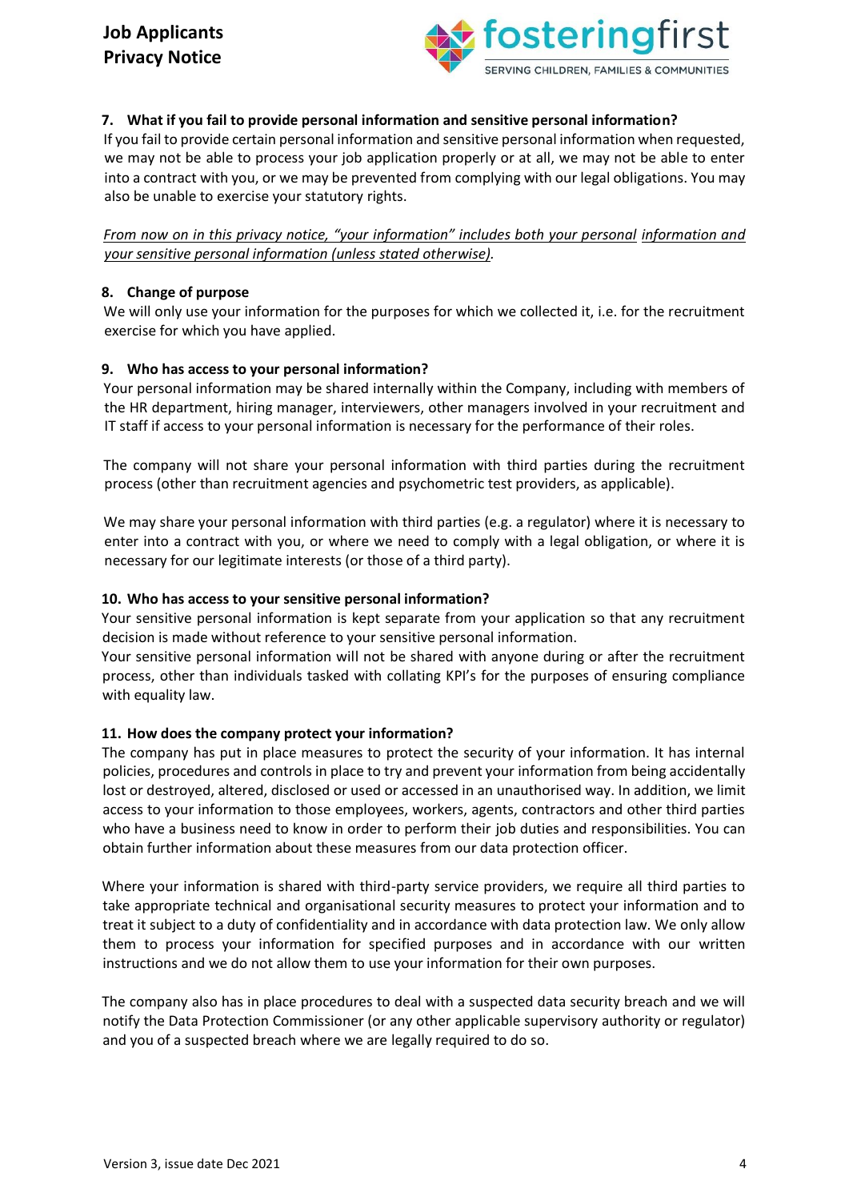### 7. What if you fail to provide personal information and sensitive personal information?

If you fail to provide certain personal information and sensitive personal information when requested, we may not be able to process your job application properly or at all, we may not be able to enter into a contract with you, or we may be prevented from complying with our legal obligations. You may also be unable to exercise your statutory rights.

*From now on in this privacy notice, "your information" includes both your personal information and your sensitive personal information (unless stated otherwise).*

### 8. Change of purpose

We will only use your information for the purposes for which we collected it, i.e. for the recruitment exercise for which you have applied.

### 9. Who has access to your personal information?

Your personal information may be shared internally within the Company, including with members of the HR department, hiring manager, interviewers, other managers involved in your recruitment and IT staff if access to your personal information is necessary for the performance of their roles.

The company will not share your personal information with third parties during the recruitment process (other than recruitment agencies and psychometric test providers, as applicable).

We may share your personal information with third parties (e.g. a regulator) where it is necessary to enter into a contract with you, or where we need to comply with a legal obligation, or where it is necessary for our legitimate interests (or those of a third party).

### 10. Who has access to your sensitive personal information?

Your sensitive personal information is kept separate from your application so that any recruitment decision is made without reference to your sensitive personal information.

Your sensitive personal information will not be shared with anyone during or after the recruitment process, other than individuals tasked with collating KPI's for the purposes of ensuring compliance with equality law.

### 11. How does the company protect your information?

The company has put in place measures to protect the security of your information. It has internal policies, procedures and controls in place to try and prevent your information from being accidentally lost or destroyed, altered, disclosed or used or accessed in an unauthorised way. In addition, we limit access to your information to those employees, workers, agents, contractors and other third parties who have a business need to know in order to perform their job duties and responsibilities. You can obtain further information about these measures from our data protection officer.

Where your information is shared with third-party service providers, we require all third parties to take appropriate technical and organisational security measures to protect your information and to treat it subject to a duty of confidentiality and in accordance with data protection law. We only allow them to process your information for specified purposes and in accordance with our written instructions and we do not allow them to use your information for their own purposes.

The company also has in place procedures to deal with a suspected data security breach and we will notify the Data Protection Commissioner (or any other applicable supervisory authority or regulator) and you of a suspected breach where we are legally required to do so.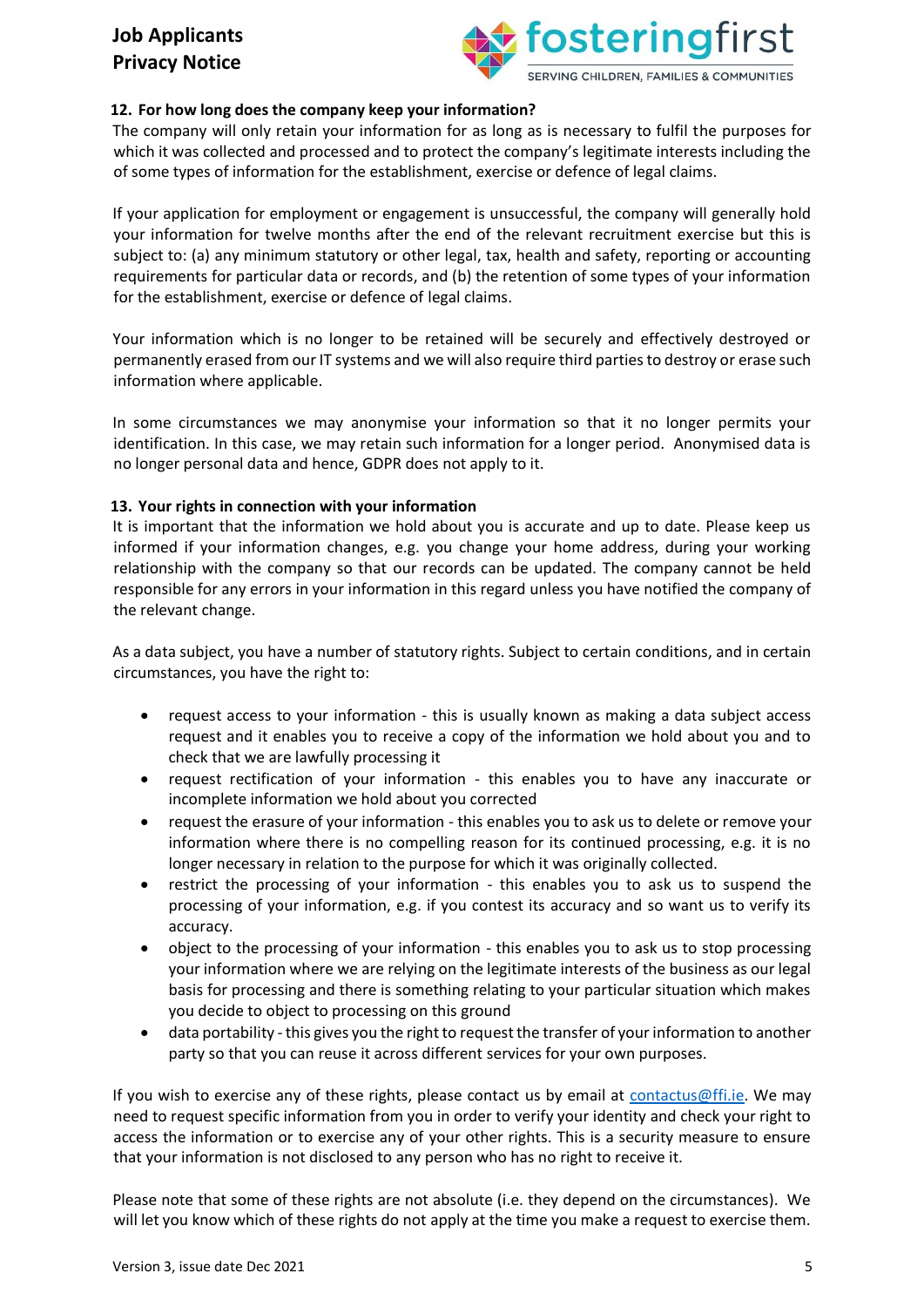## 12. For how long does the company keep your information?

The company will only retain your information for as long as is necessary to fulfil the purposes for which it was collected and processed and to protect the company's legitimate interests including the of some types of information for the establishment, exercise or defence of legal claims.

If your application for employment or engagement is unsuccessful, the company will generally hold your information for twelve months after the end of the relevant recruitment exercise but this is subject to: (a) any minimum statutory or other legal, tax, health and safety, reporting or accounting requirements for particular data or records, and (b) the retention of some types of your information for the establishment, exercise or defence of legal claims.

Your information which is no longer to be retained will be securely and effectively destroyed or permanently erased from our IT systems and we will also require third parties to destroy or erase such information where applicable.

In some circumstances we may anonymise your information so that it no longer permits your identification. In this case, we may retain such information for a longer period. Anonymised data is no longer personal data and hence, GDPR does not apply to it.

## 13. Your rights in connection with your information

It is important that the information we hold about you is accurate and up to date. Please keep us informed if your information changes, e.g. you change your home address, during your working relationship with the company so that our records can be updated. The company cannot be held responsible for any errors in your information in this regard unless you have notified the company of the relevant change.

As a data subject, you have a number of statutory rights. Subject to certain conditions, and in certain circumstances, you have the right to:

- request access to your information - this is usually known as making a data subject access request and it enables you to receive a copy of the information we hold about you and to check that we are lawfully processing it
- request rectification of your information - this enables you to have any inaccurate or incomplete information we hold about you corrected
- request the erasure of your information - this enables you to ask us to delete or remove your information where there is no compelling reason for its continued processing, e.g. it is no longer necessary in relation to the purpose for which it was originally collected.
- restrict the processing of your information - this enables you to ask us to suspend the processing of your information, e.g. if you contest its accuracy and so want us to verify its accuracy.
- object to the processing of your information - this enables you to ask us to stop processing your information where we are relying on the legitimate interests of the business as our legal basis for processing and there is something relating to your particular situation which makes you decide to object to processing on this ground
- data portability - this gives you the right to request the transfer of your information to another party so that you can reuse it across different services for your own purposes.

If you wish to exercise any of these rights, please contact us by email at contactus@ffi.ie. We may need to request specific information from you in order to verify your identity and check your right to access the information or to exercise any of your other rights. This is a security measure to ensure that your information is not disclosed to any person who has no right to receive it.

Please note that some of these rights are not absolute (i.e. they depend on the circumstances). We will let you know which of these rights do not apply at the time you make a request to exercise them.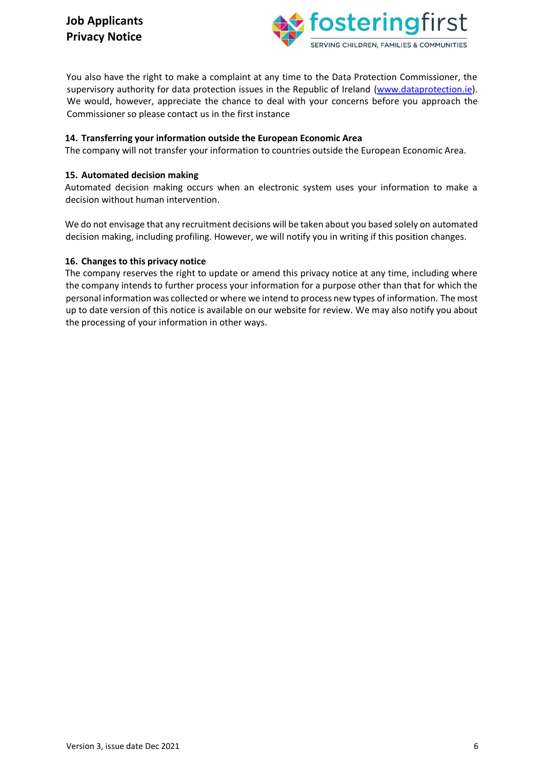You also have the right to make a complaint at any time to the Data Protection Commissioner, the supervisory authority for data protection issues in the Republic of Ireland ([www.dataprotection.ie](http://www.dataprotection.ie)). We would, however, appreciate the chance to deal with your concerns before you approach the Commissioner so please contact us in the first instance

## 14. Transferring your information outside the European Economic Area

The company will not transfer your information to countries outside the European Economic Area.

## 15. Automated decision making

Automated decision making occurs when an electronic system uses your information to make a decision without human intervention.

We do not envisage that any recruitment decisions will be taken about you based solely on automated decision making, including profiling. However, we will notify you in writing if this position changes.

## 16. Changes to this privacy notice

The company reserves the right to update or amend this privacy notice at any time, including where the company intends to further process your information for a purpose other than that for which the personal information was collected or where we intend to process new types of information. The most up to date version of this notice is available on our website for review. We may also notify you about the processing of your information in other ways.